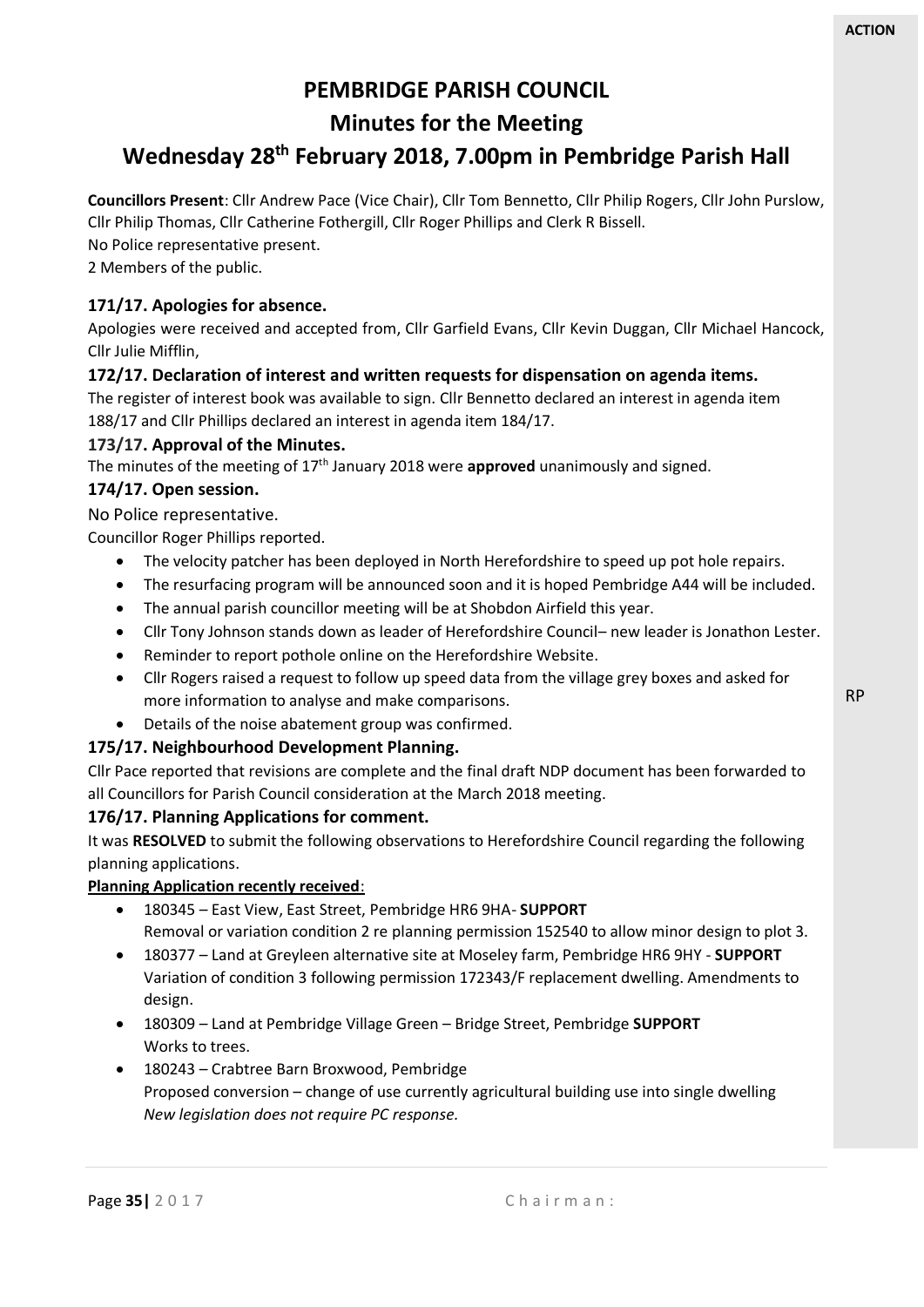**ACTION**

# PEMBRIDGE PARISH COUNCIL

## Minutes for the Meeting

## Wednesday 28th February 2018, 7.00pm in Pembridge Parish Hall

**Councillors Present**: Cllr Andrew Pace (Vice Chair), Cllr Tom Bennetto, Cllr Philip Rogers, Cllr John Purslow, Cllr Philip Thomas, Cllr Catherine Fothergill, Cllr Roger Phillips and Clerk R Bissell.
No Police representative present.
2 Members of the public.

### 171/17. Apologies for absence.

Apologies were received and accepted from, Cllr Garfield Evans, Cllr Kevin Duggan, Cllr Michael Hancock, Cllr Julie Mifflin,

### 172/17. Declaration of interest and written requests for dispensation on agenda items.

The register of interest book was available to sign. Cllr Bennetto declared an interest in agenda item 188/17 and Cllr Phillips declared an interest in agenda item 184/17.

### 173/17. Approval of the Minutes.

The minutes of the meeting of 17th January 2018 were **approved** unanimously and signed.

### 174/17. Open session.

No Police representative.
Councillor Roger Phillips reported.

- The velocity patcher has been deployed in North Herefordshire to speed up pot hole repairs.
- The resurfacing program will be announced soon and it is hoped Pembridge A44 will be included.
- The annual parish councillor meeting will be at Shobdon Airfield this year.
- Cllr Tony Johnson stands down as leader of Herefordshire Council– new leader is Jonathon Lester.
- Reminder to report pothole online on the Herefordshire Website.
- Cllr Rogers raised a request to follow up speed data from the village grey boxes and asked for more information to analyse and make comparisons. — RP
- Details of the noise abatement group was confirmed.

### 175/17. Neighbourhood Development Planning.

Cllr Pace reported that revisions are complete and the final draft NDP document has been forwarded to all Councillors for Parish Council consideration at the March 2018 meeting.

### 176/17. Planning Applications for comment.

It was **RESOLVED** to submit the following observations to Herefordshire Council regarding the following planning applications.

**Planning Application recently received**:

- 180345 – East View, East Street, Pembridge HR6 9HA- **SUPPORT**
  Removal or variation condition 2 re planning permission 152540 to allow minor design to plot 3.
- 180377 – Land at Greyleen alternative site at Moseley farm, Pembridge HR6 9HY - **SUPPORT**
  Variation of condition 3 following permission 172343/F replacement dwelling. Amendments to design.
- 180309 – Land at Pembridge Village Green – Bridge Street, Pembridge **SUPPORT**
  Works to trees.
- 180243 – Crabtree Barn Broxwood, Pembridge
  Proposed conversion – change of use currently agricultural building use into single dwelling
  *New legislation does not require PC response.*

Chairman: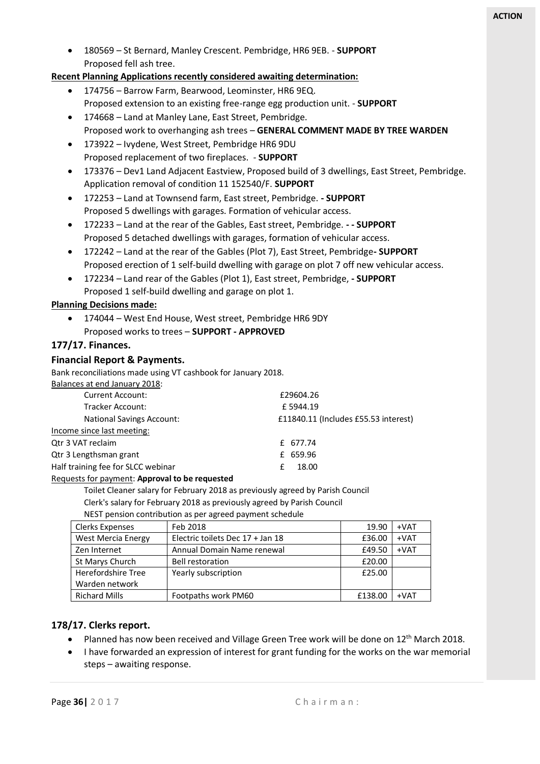- 180569 – St Bernard, Manley Crescent. Pembridge, HR6 9EB. - **SUPPORT**
  Proposed fell ash tree.

**Recent Planning Applications recently considered awaiting determination:**

- 174756 – Barrow Farm, Bearwood, Leominster, HR6 9EQ.
  Proposed extension to an existing free-range egg production unit. - **SUPPORT**
- 174668 – Land at Manley Lane, East Street, Pembridge.
  Proposed work to overhanging ash trees – **GENERAL COMMENT MADE BY TREE WARDEN**
- 173922 – Ivydene, West Street, Pembridge HR6 9DU
  Proposed replacement of two fireplaces. - **SUPPORT**
- 173376 – Dev1 Land Adjacent Eastview, Proposed build of 3 dwellings, East Street, Pembridge. Application removal of condition 11 152540/F. **SUPPORT**
- 172253 – Land at Townsend farm, East street, Pembridge. **- SUPPORT**
  Proposed 5 dwellings with garages. Formation of vehicular access.
- 172233 – Land at the rear of the Gables, East street, Pembridge. **- - SUPPORT**
  Proposed 5 detached dwellings with garages, formation of vehicular access.
- 172242 – Land at the rear of the Gables (Plot 7), East Street, Pembridge**- SUPPORT**
  Proposed erection of 1 self-build dwelling with garage on plot 7 off new vehicular access.
- 172234 – Land rear of the Gables (Plot 1), East street, Pembridge, **- SUPPORT**
  Proposed 1 self-build dwelling and garage on plot 1.

**Planning Decisions made:**

- 174044 – West End House, West street, Pembridge HR6 9DY
  Proposed works to trees – **SUPPORT - APPROVED**

### 177/17. Finances.

### Financial Report & Payments.

Bank reconciliations made using VT cashbook for January 2018.

Balances at end January 2018:

| | |
|---|---|
| Current Account: | £29604.26 |
| Tracker Account: | £ 5944.19 |
| National Savings Account: | £11840.11 (Includes £55.53 interest) |

Income since last meeting:

| | |
|---|---|
| Qtr 3 VAT reclaim | £ 677.74 |
| Qtr 3 Lengthsman grant | £ 659.96 |
| Half training fee for SLCC webinar | £ 18.00 |

Requests for payment: **Approval to be requested**

Toilet Cleaner salary for February 2018 as previously agreed by Parish Council
Clerk's salary for February 2018 as previously agreed by Parish Council
NEST pension contribution as per agreed payment schedule

| | | | |
|---|---|---|---|
| Clerks Expenses | Feb 2018 | 19.90 | +VAT |
| West Mercia Energy | Electric toilets Dec 17 + Jan 18 | £36.00 | +VAT |
| Zen Internet | Annual Domain Name renewal | £49.50 | +VAT |
| St Marys Church | Bell restoration | £20.00 | |
| Herefordshire Tree Warden network | Yearly subscription | £25.00 | |
| Richard Mills | Footpaths work PM60 | £138.00 | +VAT |

### 178/17. Clerks report.

- Planned has now been received and Village Green Tree work will be done on 12th March 2018.
- I have forwarded an expression of interest for grant funding for the works on the war memorial steps – awaiting response.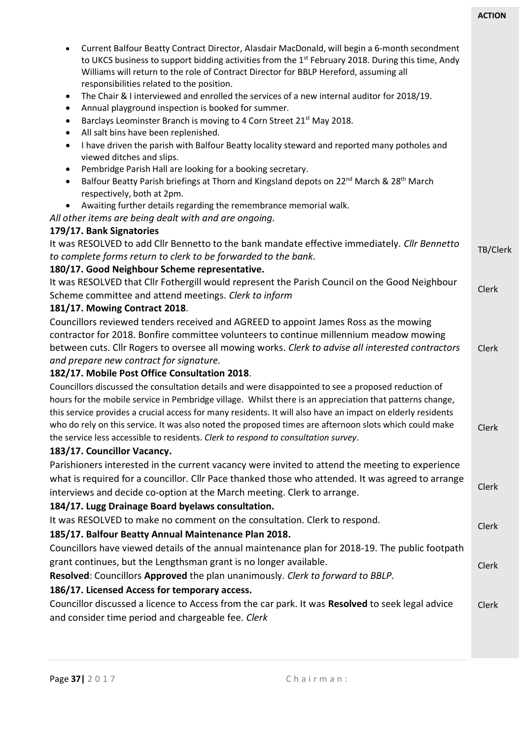**ACTION**

- Current Balfour Beatty Contract Director, Alasdair MacDonald, will begin a 6-month secondment to UKCS business to support bidding activities from the 1st February 2018. During this time, Andy Williams will return to the role of Contract Director for BBLP Hereford, assuming all responsibilities related to the position.
- The Chair & I interviewed and enrolled the services of a new internal auditor for 2018/19.
- Annual playground inspection is booked for summer.
- Barclays Leominster Branch is moving to 4 Corn Street 21st May 2018.
- All salt bins have been replenished.
- I have driven the parish with Balfour Beatty locality steward and reported many potholes and viewed ditches and slips.
- Pembridge Parish Hall are looking for a booking secretary.
- Balfour Beatty Parish briefings at Thorn and Kingsland depots on 22nd March & 28th March respectively, both at 2pm.
- Awaiting further details regarding the remembrance memorial walk.

*All other items are being dealt with and are ongoing.*

**179/17. Bank Signatories**

It was RESOLVED to add Cllr Bennetto to the bank mandate effective immediately. *Cllr Bennetto to complete forms return to clerk to be forwarded to the bank.* — TB/Clerk

**180/17. Good Neighbour Scheme representative.**

It was RESOLVED that Cllr Fothergill would represent the Parish Council on the Good Neighbour Scheme committee and attend meetings. *Clerk to inform* — Clerk

**181/17. Mowing Contract 2018**.

Councillors reviewed tenders received and AGREED to appoint James Ross as the mowing contractor for 2018. Bonfire committee volunteers to continue millennium meadow mowing between cuts. Cllr Rogers to oversee all mowing works. *Clerk to advise all interested contractors and prepare new contract for signature.* — Clerk

**182/17. Mobile Post Office Consultation 2018**.

Councillors discussed the consultation details and were disappointed to see a proposed reduction of hours for the mobile service in Pembridge village. Whilst there is an appreciation that patterns change, this service provides a crucial access for many residents. It will also have an impact on elderly residents who do rely on this service. It was also noted the proposed times are afternoon slots which could make the service less accessible to residents. *Clerk to respond to consultation survey*. — Clerk

**183/17. Councillor Vacancy.**

Parishioners interested in the current vacancy were invited to attend the meeting to experience what is required for a councillor. Cllr Pace thanked those who attended. It was agreed to arrange interviews and decide co-option at the March meeting. Clerk to arrange. — Clerk

**184/17. Lugg Drainage Board byelaws consultation.**

It was RESOLVED to make no comment on the consultation. Clerk to respond. — Clerk

**185/17. Balfour Beatty Annual Maintenance Plan 2018.**

Councillors have viewed details of the annual maintenance plan for 2018-19. The public footpath grant continues, but the Lengthsman grant is no longer available.

**Resolved**: Councillors **Approved** the plan unanimously. *Clerk to forward to BBLP.* — Clerk

**186/17. Licensed Access for temporary access.**

Councillor discussed a licence to Access from the car park. It was **Resolved** to seek legal advice and consider time period and chargeable fee. *Clerk* — Clerk

Chairman: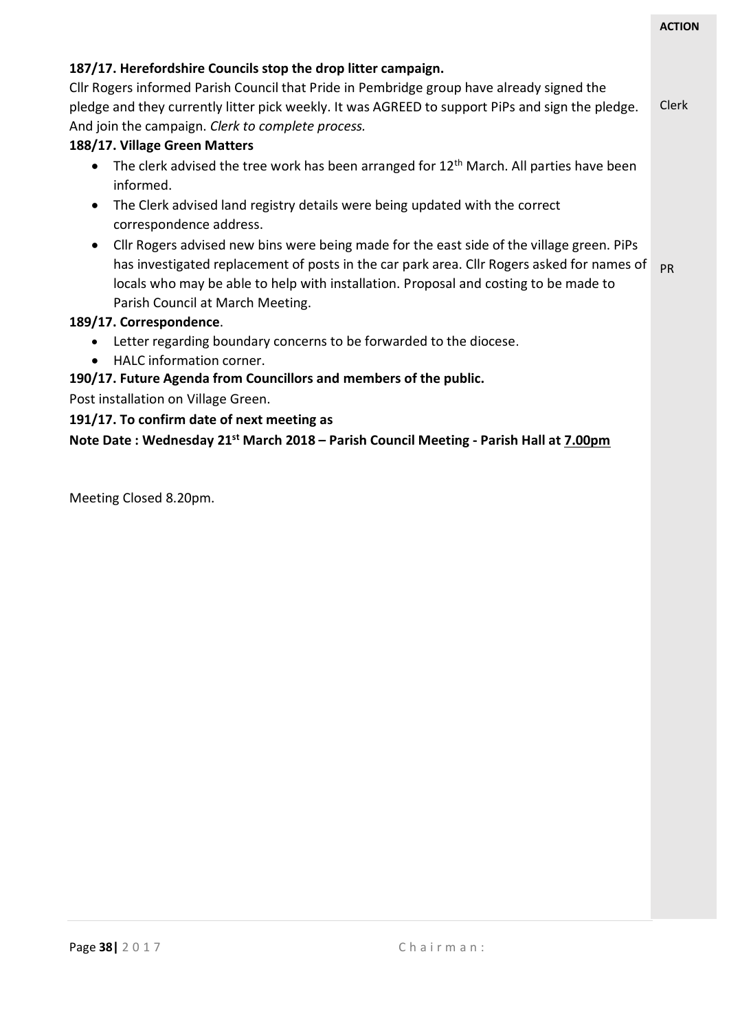**ACTION**

**187/17. Herefordshire Councils stop the drop litter campaign.**

Cllr Rogers informed Parish Council that Pride in Pembridge group have already signed the pledge and they currently litter pick weekly. It was AGREED to support PiPs and sign the pledge. And join the campaign. *Clerk to complete process.* — Clerk

**188/17. Village Green Matters**

- The clerk advised the tree work has been arranged for 12th March. All parties have been informed.
- The Clerk advised land registry details were being updated with the correct correspondence address.
- Cllr Rogers advised new bins were being made for the east side of the village green. PiPs has investigated replacement of posts in the car park area. Cllr Rogers asked for names of locals who may be able to help with installation. Proposal and costing to be made to Parish Council at March Meeting. — PR

**189/17. Correspondence**.

- Letter regarding boundary concerns to be forwarded to the diocese.
- HALC information corner.

**190/17. Future Agenda from Councillors and members of the public.**

Post installation on Village Green.

**191/17. To confirm date of next meeting as**

**Note Date : Wednesday 21st March 2018 – Parish Council Meeting - Parish Hall at 7.00pm**

Meeting Closed 8.20pm.

Chairman: